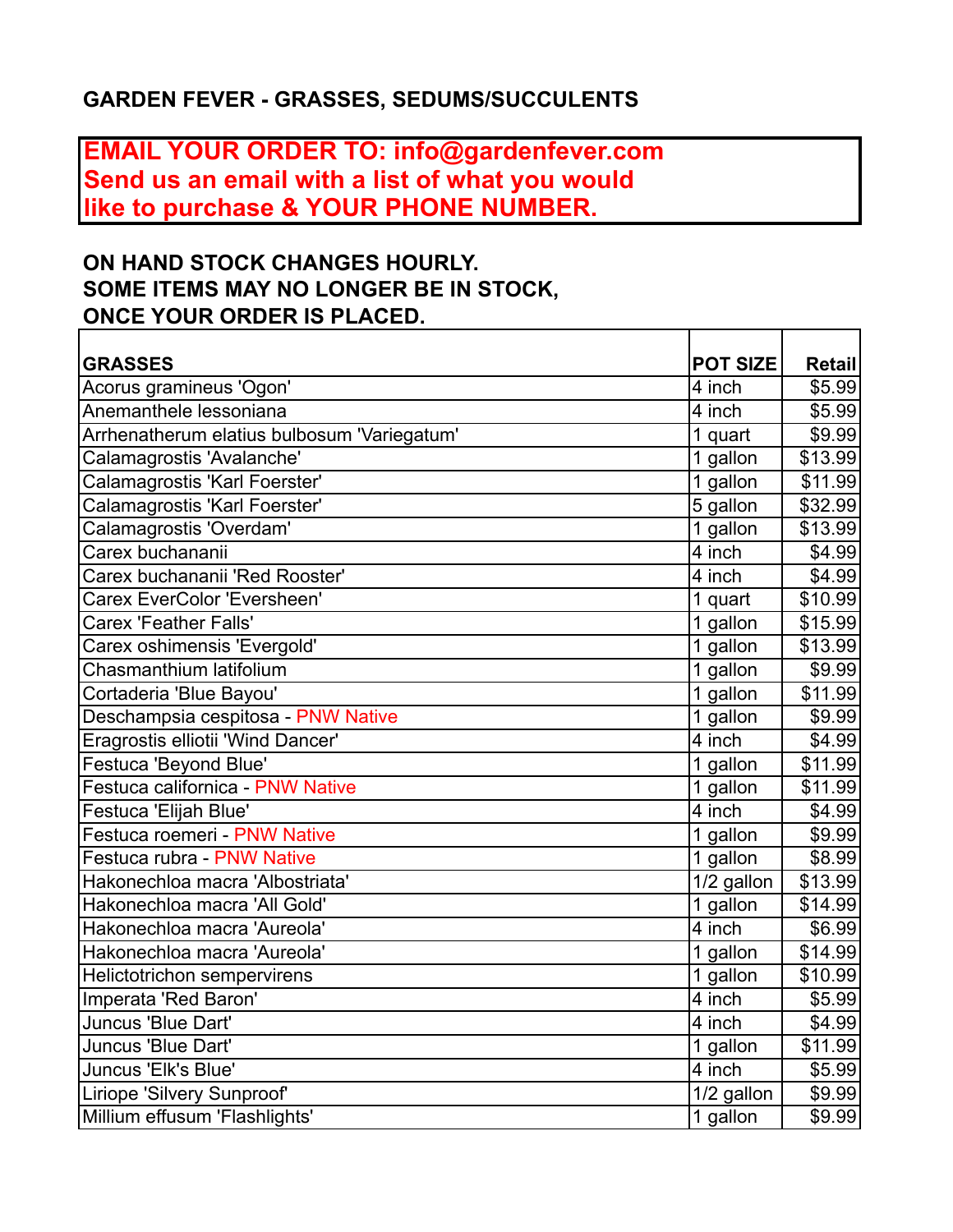# GARDEN FEVER - GRASSES, SEDUMS/SUCCULENTS

**EMAIL YOUR ORDER TO: info@gardenfever.com**
**Send us an email with a list of what you would like to purchase & YOUR PHONE NUMBER.**

**ON HAND STOCK CHANGES HOURLY.**
**SOME ITEMS MAY NO LONGER BE IN STOCK,**
**ONCE YOUR ORDER IS PLACED.**

| GRASSES | POT SIZE | Retail |
|---|---|---|
| Acorus gramineus 'Ogon' | 4 inch | $5.99 |
| Anemanthele lessoniana | 4 inch | $5.99 |
| Arrhenatherum elatius bulbosum 'Variegatum' | 1 quart | $9.99 |
| Calamagrostis 'Avalanche' | 1 gallon | $13.99 |
| Calamagrostis 'Karl Foerster' | 1 gallon | $11.99 |
| Calamagrostis 'Karl Foerster' | 5 gallon | $32.99 |
| Calamagrostis 'Overdam' | 1 gallon | $13.99 |
| Carex buchananii | 4 inch | $4.99 |
| Carex buchananii 'Red Rooster' | 4 inch | $4.99 |
| Carex EverColor 'Eversheen' | 1 quart | $10.99 |
| Carex 'Feather Falls' | 1 gallon | $15.99 |
| Carex oshimensis 'Evergold' | 1 gallon | $13.99 |
| Chasmanthium latifolium | 1 gallon | $9.99 |
| Cortaderia 'Blue Bayou' | 1 gallon | $11.99 |
| Deschampsia cespitosa - PNW Native | 1 gallon | $9.99 |
| Eragrostis elliotii 'Wind Dancer' | 4 inch | $4.99 |
| Festuca 'Beyond Blue' | 1 gallon | $11.99 |
| Festuca californica - PNW Native | 1 gallon | $11.99 |
| Festuca 'Elijah Blue' | 4 inch | $4.99 |
| Festuca roemeri - PNW Native | 1 gallon | $9.99 |
| Festuca rubra - PNW Native | 1 gallon | $8.99 |
| Hakonechloa macra 'Albostriata' | 1/2 gallon | $13.99 |
| Hakonechloa macra 'All Gold' | 1 gallon | $14.99 |
| Hakonechloa macra 'Aureola' | 4 inch | $6.99 |
| Hakonechloa macra 'Aureola' | 1 gallon | $14.99 |
| Helictotrichon sempervirens | 1 gallon | $10.99 |
| Imperata 'Red Baron' | 4 inch | $5.99 |
| Juncus 'Blue Dart' | 4 inch | $4.99 |
| Juncus 'Blue Dart' | 1 gallon | $11.99 |
| Juncus 'Elk's Blue' | 4 inch | $5.99 |
| Liriope 'Silvery Sunproof' | 1/2 gallon | $9.99 |
| Millium effusum 'Flashlights' | 1 gallon | $9.99 |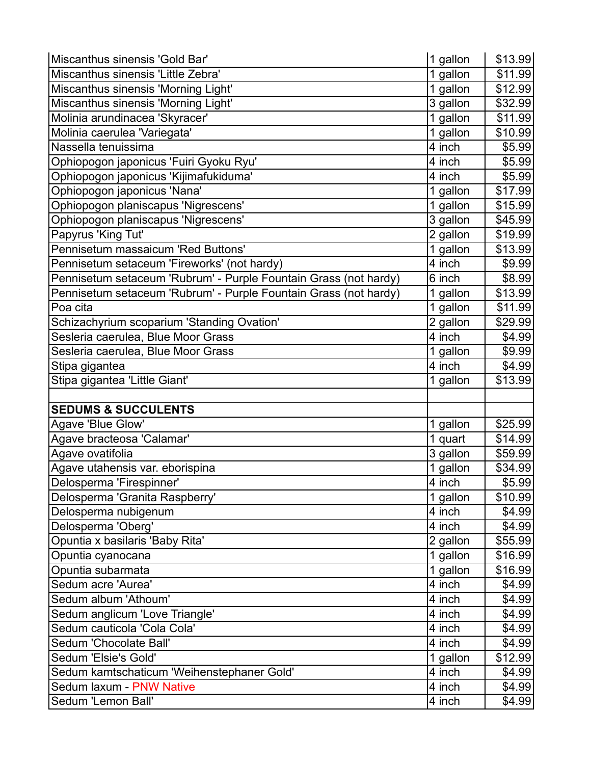| | | |
|---|---|---|
| Miscanthus sinensis 'Gold Bar' | 1 gallon | $13.99 |
| Miscanthus sinensis 'Little Zebra' | 1 gallon | $11.99 |
| Miscanthus sinensis 'Morning Light' | 1 gallon | $12.99 |
| Miscanthus sinensis 'Morning Light' | 3 gallon | $32.99 |
| Molinia arundinacea 'Skyracer' | 1 gallon | $11.99 |
| Molinia caerulea 'Variegata' | 1 gallon | $10.99 |
| Nassella tenuissima | 4 inch | $5.99 |
| Ophiopogon japonicus 'Fuiri Gyoku Ryu' | 4 inch | $5.99 |
| Ophiopogon japonicus 'Kijimafukiduma' | 4 inch | $5.99 |
| Ophiopogon japonicus 'Nana' | 1 gallon | $17.99 |
| Ophiopogon planiscapus 'Nigrescens' | 1 gallon | $15.99 |
| Ophiopogon planiscapus 'Nigrescens' | 3 gallon | $45.99 |
| Papyrus 'King Tut' | 2 gallon | $19.99 |
| Pennisetum massaicum 'Red Buttons' | 1 gallon | $13.99 |
| Pennisetum setaceum 'Fireworks' (not hardy) | 4 inch | $9.99 |
| Pennisetum setaceum 'Rubrum' - Purple Fountain Grass (not hardy) | 6 inch | $8.99 |
| Pennisetum setaceum 'Rubrum' - Purple Fountain Grass (not hardy) | 1 gallon | $13.99 |
| Poa cita | 1 gallon | $11.99 |
| Schizachyrium scoparium 'Standing Ovation' | 2 gallon | $29.99 |
| Sesleria caerulea, Blue Moor Grass | 4 inch | $4.99 |
| Sesleria caerulea, Blue Moor Grass | 1 gallon | $9.99 |
| Stipa gigantea | 4 inch | $4.99 |
| Stipa gigantea 'Little Giant' | 1 gallon | $13.99 |
| | | |
| **SEDUMS & SUCCULENTS** | | |
| Agave 'Blue Glow' | 1 gallon | $25.99 |
| Agave bracteosa 'Calamar' | 1 quart | $14.99 |
| Agave ovatifolia | 3 gallon | $59.99 |
| Agave utahensis var. eborispina | 1 gallon | $34.99 |
| Delosperma 'Firespinner' | 4 inch | $5.99 |
| Delosperma 'Granita Raspberry' | 1 gallon | $10.99 |
| Delosperma nubigenum | 4 inch | $4.99 |
| Delosperma 'Oberg' | 4 inch | $4.99 |
| Opuntia x basilaris 'Baby Rita' | 2 gallon | $55.99 |
| Opuntia cyanocana | 1 gallon | $16.99 |
| Opuntia subarmata | 1 gallon | $16.99 |
| Sedum acre 'Aurea' | 4 inch | $4.99 |
| Sedum album 'Athoum' | 4 inch | $4.99 |
| Sedum anglicum 'Love Triangle' | 4 inch | $4.99 |
| Sedum cauticola 'Cola Cola' | 4 inch | $4.99 |
| Sedum 'Chocolate Ball' | 4 inch | $4.99 |
| Sedum 'Elsie's Gold' | 1 gallon | $12.99 |
| Sedum kamtschaticum 'Weihenstephaner Gold' | 4 inch | $4.99 |
| Sedum laxum - PNW Native | 4 inch | $4.99 |
| Sedum 'Lemon Ball' | 4 inch | $4.99 |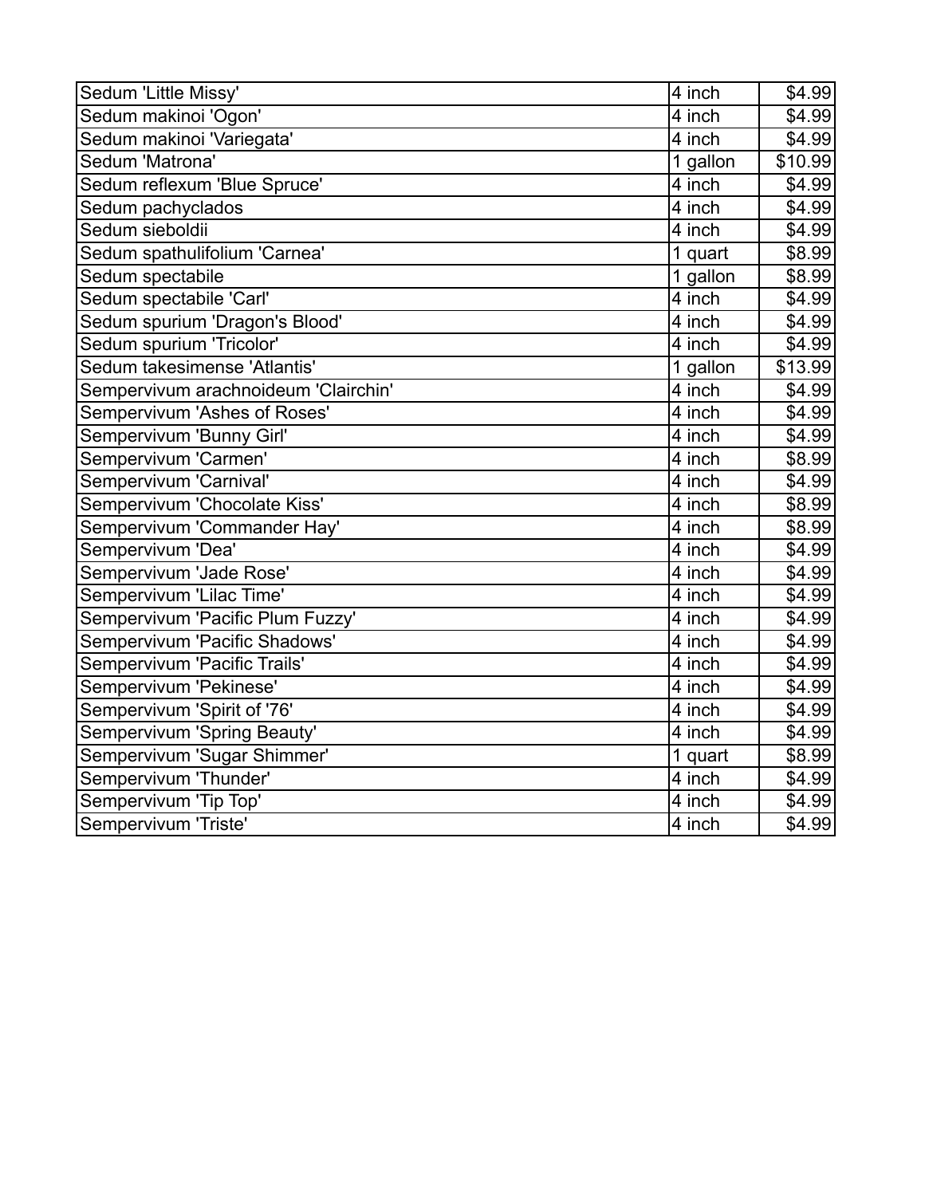| | | |
|---|---|---|
| Sedum 'Little Missy' | 4 inch | $4.99 |
| Sedum makinoi 'Ogon' | 4 inch | $4.99 |
| Sedum makinoi 'Variegata' | 4 inch | $4.99 |
| Sedum 'Matrona' | 1 gallon | $10.99 |
| Sedum reflexum 'Blue Spruce' | 4 inch | $4.99 |
| Sedum pachyclados | 4 inch | $4.99 |
| Sedum sieboldii | 4 inch | $4.99 |
| Sedum spathulifolium 'Carnea' | 1 quart | $8.99 |
| Sedum spectabile | 1 gallon | $8.99 |
| Sedum spectabile 'Carl' | 4 inch | $4.99 |
| Sedum spurium 'Dragon's Blood' | 4 inch | $4.99 |
| Sedum spurium 'Tricolor' | 4 inch | $4.99 |
| Sedum takesimense 'Atlantis' | 1 gallon | $13.99 |
| Sempervivum arachnoideum 'Clairchin' | 4 inch | $4.99 |
| Sempervivum 'Ashes of Roses' | 4 inch | $4.99 |
| Sempervivum 'Bunny Girl' | 4 inch | $4.99 |
| Sempervivum 'Carmen' | 4 inch | $8.99 |
| Sempervivum 'Carnival' | 4 inch | $4.99 |
| Sempervivum 'Chocolate Kiss' | 4 inch | $8.99 |
| Sempervivum 'Commander Hay' | 4 inch | $8.99 |
| Sempervivum 'Dea' | 4 inch | $4.99 |
| Sempervivum 'Jade Rose' | 4 inch | $4.99 |
| Sempervivum 'Lilac Time' | 4 inch | $4.99 |
| Sempervivum 'Pacific Plum Fuzzy' | 4 inch | $4.99 |
| Sempervivum 'Pacific Shadows' | 4 inch | $4.99 |
| Sempervivum 'Pacific Trails' | 4 inch | $4.99 |
| Sempervivum 'Pekinese' | 4 inch | $4.99 |
| Sempervivum 'Spirit of '76' | 4 inch | $4.99 |
| Sempervivum 'Spring Beauty' | 4 inch | $4.99 |
| Sempervivum 'Sugar Shimmer' | 1 quart | $8.99 |
| Sempervivum 'Thunder' | 4 inch | $4.99 |
| Sempervivum 'Tip Top' | 4 inch | $4.99 |
| Sempervivum 'Triste' | 4 inch | $4.99 |